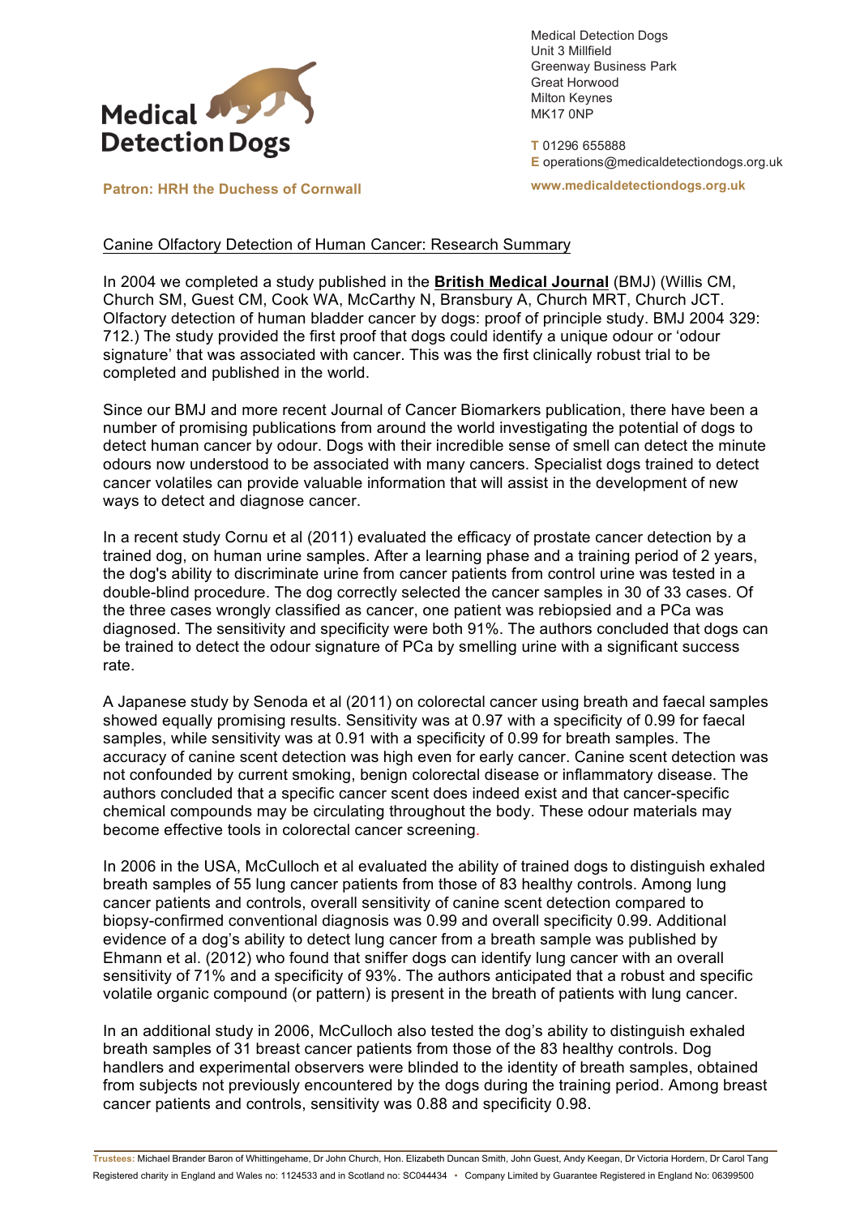Medical Detection Dogs

**Patron: HRH the Duchess of Cornwall**

Medical Detection Dogs
Unit 3 Millfield
Greenway Business Park
Great Horwood
Milton Keynes
MK17 0NP

**T** 01296 655888
**E** operations@medicaldetectiondogs.org.uk

**www.medicaldetectiondogs.org.uk**

## Canine Olfactory Detection of Human Cancer: Research Summary

In 2004 we completed a study published in the **British Medical Journal** (BMJ) (Willis CM, Church SM, Guest CM, Cook WA, McCarthy N, Bransbury A, Church MRT, Church JCT. Olfactory detection of human bladder cancer by dogs: proof of principle study. BMJ 2004 329: 712.) The study provided the first proof that dogs could identify a unique odour or 'odour signature' that was associated with cancer. This was the first clinically robust trial to be completed and published in the world.

Since our BMJ and more recent Journal of Cancer Biomarkers publication, there have been a number of promising publications from around the world investigating the potential of dogs to detect human cancer by odour. Dogs with their incredible sense of smell can detect the minute odours now understood to be associated with many cancers. Specialist dogs trained to detect cancer volatiles can provide valuable information that will assist in the development of new ways to detect and diagnose cancer.

In a recent study Cornu et al (2011) evaluated the efficacy of prostate cancer detection by a trained dog, on human urine samples. After a learning phase and a training period of 2 years, the dog's ability to discriminate urine from cancer patients from control urine was tested in a double-blind procedure. The dog correctly selected the cancer samples in 30 of 33 cases. Of the three cases wrongly classified as cancer, one patient was rebiopsied and a PCa was diagnosed. The sensitivity and specificity were both 91%. The authors concluded that dogs can be trained to detect the odour signature of PCa by smelling urine with a significant success rate.

A Japanese study by Senoda et al (2011) on colorectal cancer using breath and faecal samples showed equally promising results. Sensitivity was at 0.97 with a specificity of 0.99 for faecal samples, while sensitivity was at 0.91 with a specificity of 0.99 for breath samples. The accuracy of canine scent detection was high even for early cancer. Canine scent detection was not confounded by current smoking, benign colorectal disease or inflammatory disease. The authors concluded that a specific cancer scent does indeed exist and that cancer-specific chemical compounds may be circulating throughout the body. These odour materials may become effective tools in colorectal cancer screening.

In 2006 in the USA, McCulloch et al evaluated the ability of trained dogs to distinguish exhaled breath samples of 55 lung cancer patients from those of 83 healthy controls. Among lung cancer patients and controls, overall sensitivity of canine scent detection compared to biopsy-confirmed conventional diagnosis was 0.99 and overall specificity 0.99. Additional evidence of a dog's ability to detect lung cancer from a breath sample was published by Ehmann et al. (2012) who found that sniffer dogs can identify lung cancer with an overall sensitivity of 71% and a specificity of 93%. The authors anticipated that a robust and specific volatile organic compound (or pattern) is present in the breath of patients with lung cancer.

In an additional study in 2006, McCulloch also tested the dog's ability to distinguish exhaled breath samples of 31 breast cancer patients from those of the 83 healthy controls. Dog handlers and experimental observers were blinded to the identity of breath samples, obtained from subjects not previously encountered by the dogs during the training period. Among breast cancer patients and controls, sensitivity was 0.88 and specificity 0.98.

**Trustees:** Michael Brander Baron of Whittingehame, Dr John Church, Hon. Elizabeth Duncan Smith, John Guest, Andy Keegan, Dr Victoria Hordern, Dr Carol Tang
Registered charity in England and Wales no: 1124533 and in Scotland no: SC044434 • Company Limited by Guarantee Registered in England No: 06399500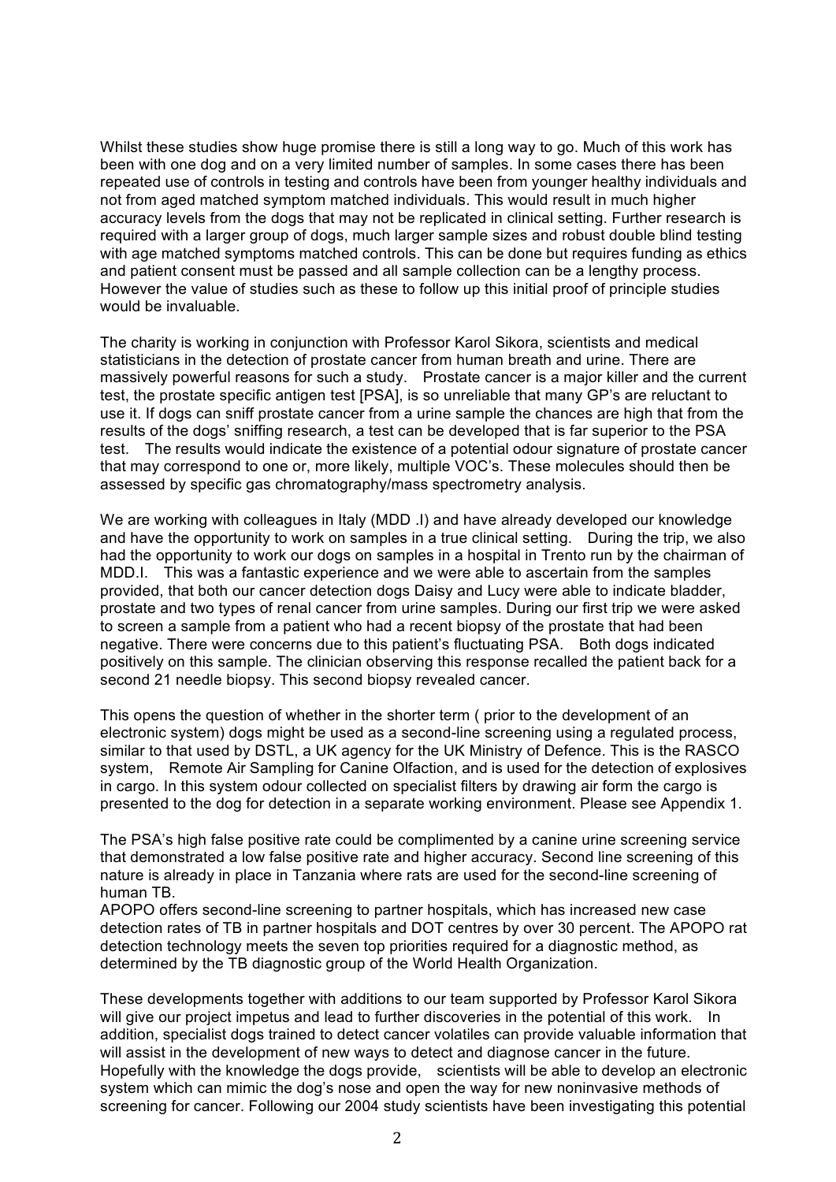Whilst these studies show huge promise there is still a long way to go. Much of this work has been with one dog and on a very limited number of samples. In some cases there has been repeated use of controls in testing and controls have been from younger healthy individuals and not from aged matched symptom matched individuals. This would result in much higher accuracy levels from the dogs that may not be replicated in clinical setting. Further research is required with a larger group of dogs, much larger sample sizes and robust double blind testing with age matched symptoms matched controls. This can be done but requires funding as ethics and patient consent must be passed and all sample collection can be a lengthy process. However the value of studies such as these to follow up this initial proof of principle studies would be invaluable.

The charity is working in conjunction with Professor Karol Sikora, scientists and medical statisticians in the detection of prostate cancer from human breath and urine. There are massively powerful reasons for such a study. Prostate cancer is a major killer and the current test, the prostate specific antigen test [PSA], is so unreliable that many GP's are reluctant to use it. If dogs can sniff prostate cancer from a urine sample the chances are high that from the results of the dogs' sniffing research, a test can be developed that is far superior to the PSA test. The results would indicate the existence of a potential odour signature of prostate cancer that may correspond to one or, more likely, multiple VOC's. These molecules should then be assessed by specific gas chromatography/mass spectrometry analysis.

We are working with colleagues in Italy (MDD .I) and have already developed our knowledge and have the opportunity to work on samples in a true clinical setting. During the trip, we also had the opportunity to work our dogs on samples in a hospital in Trento run by the chairman of MDD.I. This was a fantastic experience and we were able to ascertain from the samples provided, that both our cancer detection dogs Daisy and Lucy were able to indicate bladder, prostate and two types of renal cancer from urine samples. During our first trip we were asked to screen a sample from a patient who had a recent biopsy of the prostate that had been negative. There were concerns due to this patient's fluctuating PSA. Both dogs indicated positively on this sample. The clinician observing this response recalled the patient back for a second 21 needle biopsy. This second biopsy revealed cancer.

This opens the question of whether in the shorter term ( prior to the development of an electronic system) dogs might be used as a second-line screening using a regulated process, similar to that used by DSTL, a UK agency for the UK Ministry of Defence. This is the RASCO system, Remote Air Sampling for Canine Olfaction, and is used for the detection of explosives in cargo. In this system odour collected on specialist filters by drawing air form the cargo is presented to the dog for detection in a separate working environment. Please see Appendix 1.

The PSA's high false positive rate could be complimented by a canine urine screening service that demonstrated a low false positive rate and higher accuracy. Second line screening of this nature is already in place in Tanzania where rats are used for the second-line screening of human TB.
APOPO offers second-line screening to partner hospitals, which has increased new case detection rates of TB in partner hospitals and DOT centres by over 30 percent. The APOPO rat detection technology meets the seven top priorities required for a diagnostic method, as determined by the TB diagnostic group of the World Health Organization.

These developments together with additions to our team supported by Professor Karol Sikora will give our project impetus and lead to further discoveries in the potential of this work. In addition, specialist dogs trained to detect cancer volatiles can provide valuable information that will assist in the development of new ways to detect and diagnose cancer in the future. Hopefully with the knowledge the dogs provide, scientists will be able to develop an electronic system which can mimic the dog's nose and open the way for new noninvasive methods of screening for cancer. Following our 2004 study scientists have been investigating this potential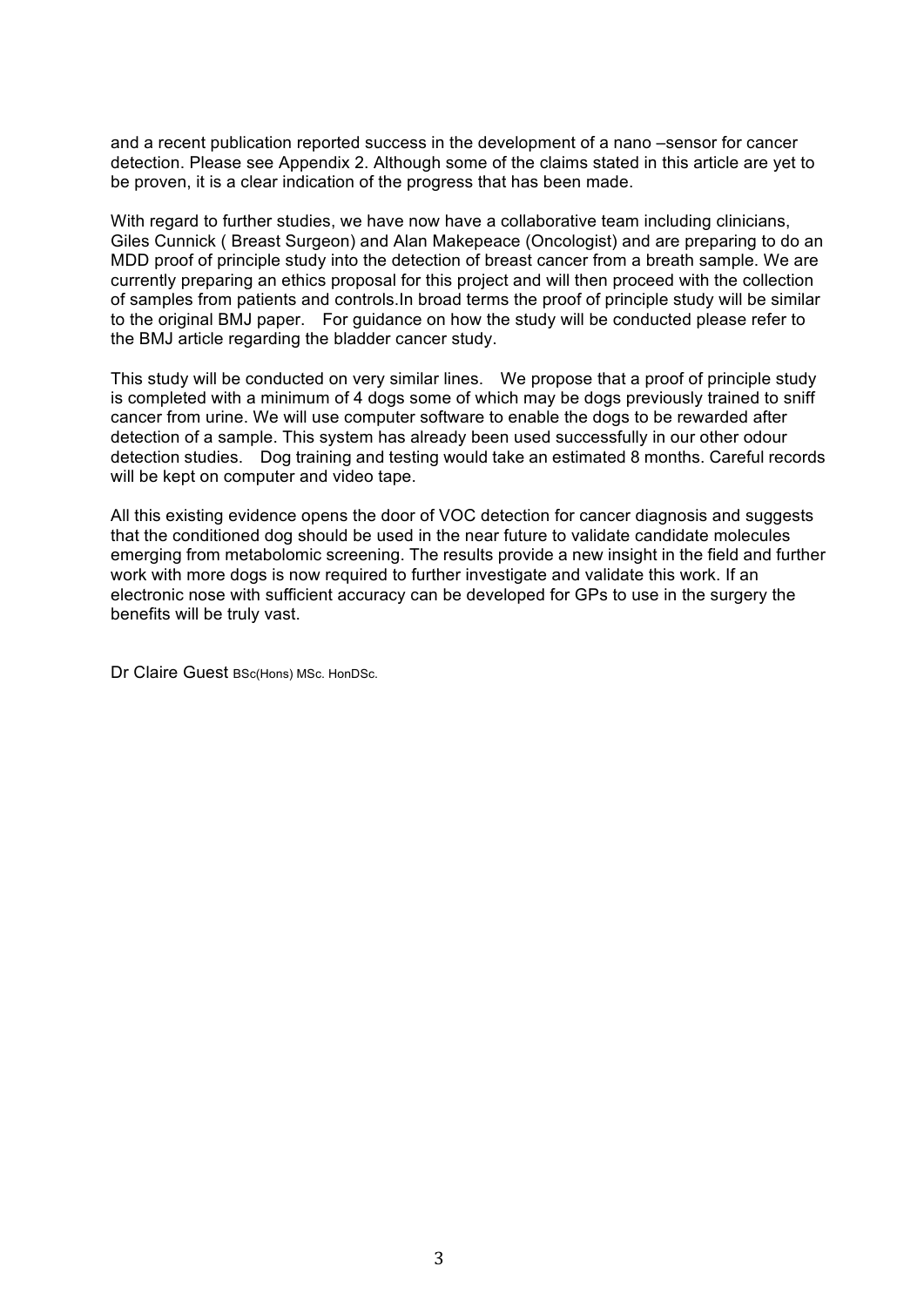and a recent publication reported success in the development of a nano –sensor for cancer detection. Please see Appendix 2. Although some of the claims stated in this article are yet to be proven, it is a clear indication of the progress that has been made.

With regard to further studies, we have now have a collaborative team including clinicians, Giles Cunnick ( Breast Surgeon) and Alan Makepeace (Oncologist) and are preparing to do an MDD proof of principle study into the detection of breast cancer from a breath sample. We are currently preparing an ethics proposal for this project and will then proceed with the collection of samples from patients and controls.In broad terms the proof of principle study will be similar to the original BMJ paper. For guidance on how the study will be conducted please refer to the BMJ article regarding the bladder cancer study.

This study will be conducted on very similar lines. We propose that a proof of principle study is completed with a minimum of 4 dogs some of which may be dogs previously trained to sniff cancer from urine. We will use computer software to enable the dogs to be rewarded after detection of a sample. This system has already been used successfully in our other odour detection studies. Dog training and testing would take an estimated 8 months. Careful records will be kept on computer and video tape.

All this existing evidence opens the door of VOC detection for cancer diagnosis and suggests that the conditioned dog should be used in the near future to validate candidate molecules emerging from metabolomic screening. The results provide a new insight in the field and further work with more dogs is now required to further investigate and validate this work. If an electronic nose with sufficient accuracy can be developed for GPs to use in the surgery the benefits will be truly vast.

Dr Claire Guest BSc(Hons) MSc. HonDSc.